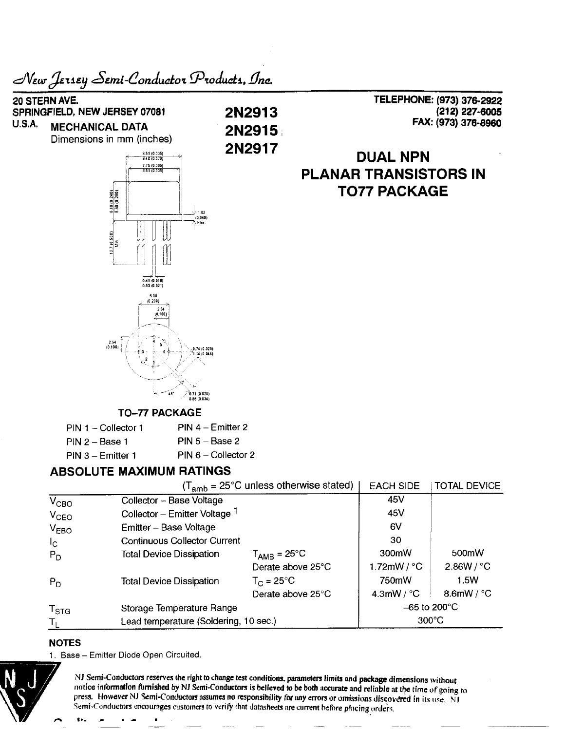*New Jersey Semi-Conductor Products, Inc.*

20 STERN AVE.
SPRINGFIELD, NEW JERSEY 07081
U.S.A.

TELEPHONE: (973) 376-2922
(212) 227-6005
FAX: (973) 376-8960

# 2N2913
# 2N2915
# 2N2917

## DUAL NPN PLANAR TRANSISTORS IN TO77 PACKAGE

**MECHANICAL DATA**
Dimensions in mm (inches)

8.51 (0.335)
9.40 (0.370)
7.75 (0.305)
8.51 (0.335)
6.10 (0.240)
6.60 (0.260)
1.02 (0.040) Max.
12.7 (0.500) Min
0.41 (0.016)
0.53 (0.021)
5.08 (0.200)
2.54 (0.100)
2.54 (0.100)
0.74 (0.029)
1.14 (0.045)
45°
0.71 (0.028)
0.86 (0.034)

**TO–77 PACKAGE**

PIN 1 – Collector 1
PIN 2 – Base 1
PIN 3 – Emitter 1
PIN 4 – Emitter 2
PIN 5 – Base 2
PIN 6 – Collector 2

## ABSOLUTE MAXIMUM RATINGS

| | ($T_{amb}$ = 25°C unless otherwise stated) | | EACH SIDE | TOTAL DEVICE |
|---|---|---|---|---|
| $V_{CBO}$ | Collector – Base Voltage | | 45V | |
| $V_{CEO}$ | Collector – Emitter Voltage [1] | | 45V | |
| $V_{EBO}$ | Emitter – Base Voltage | | 6V | |
| $I_C$ | Continuous Collector Current | | 30 | |
| $P_D$ | Total Device Dissipation | $T_{AMB}$ = 25°C | 300mW | 500mW |
| | | Derate above 25°C | 1.72mW / °C | 2.86W / °C |
| $P_D$ | Total Device Dissipation | $T_C$ = 25°C | 750mW | 1.5W |
| | | Derate above 25°C | 4.3mW / °C | 8.6mW / °C |
| $T_{STG}$ | Storage Temperature Range | | –65 to 200°C | |
| $T_L$ | Lead temperature (Soldering, 10 sec.) | | 300°C | |

**NOTES**

1. Base – Emitter Diode Open Circuited.

NJ Semi-Conductors reserves the right to change test conditions, parameters limits and package dimensions without notice information furnished by NJ Semi-Conductors is believed to be both accurate and reliable at the time of going to press. However NJ Semi-Conductors assumes no responsibility for any errors or omissions discovered in its use. NJ Semi-Conductors encourages customers to verify that datasheets are current before placing orders.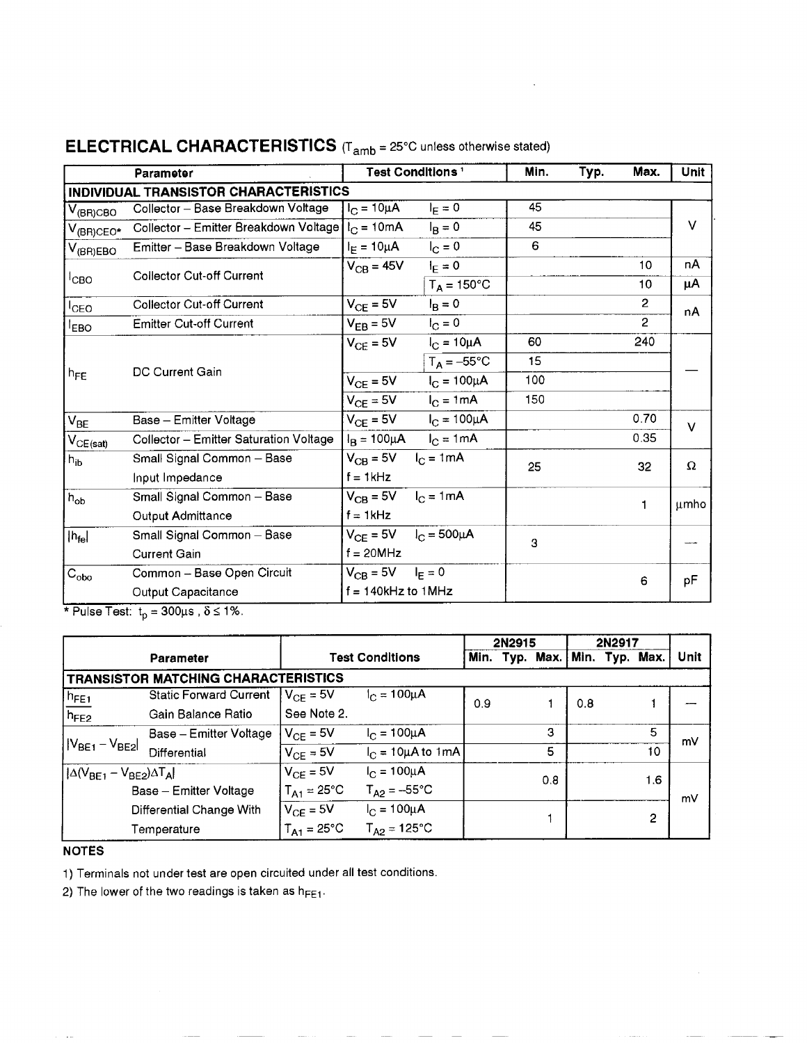## ELECTRICAL CHARACTERISTICS ($T_{amb}$ = 25°C unless otherwise stated)

| Parameter | | Test Conditions [1] | | Min. | Typ. | Max. | Unit |
|---|---|---|---|---|---|---|---|
| **INDIVIDUAL TRANSISTOR CHARACTERISTICS** | | | | | | | |
| $V_{(BR)CBO}$ | Collector – Base Breakdown Voltage | $I_C$ = 10μA | $I_E$ = 0 | 45 | | | V |
| $V_{(BR)CEO}$* | Collector – Emitter Breakdown Voltage | $I_C$ = 10mA | $I_B$ = 0 | 45 | | | V |
| $V_{(BR)EBO}$ | Emitter – Base Breakdown Voltage | $I_E$ = 10μA | $I_C$ = 0 | 6 | | | V |
| $I_{CBO}$ | Collector Cut-off Current | $V_{CB}$ = 45V | $I_E$ = 0 | | | 10 | nA |
| | | | $T_A$ = 150°C | | | 10 | μA |
| $I_{CEO}$ | Collector Cut-off Current | $V_{CE}$ = 5V | $I_B$ = 0 | | | 2 | nA |
| $I_{EBO}$ | Emitter Cut-off Current | $V_{EB}$ = 5V | $I_C$ = 0 | | | 2 | nA |
| $h_{FE}$ | DC Current Gain | $V_{CE}$ = 5V | $I_C$ = 10μA | 60 | | 240 | — |
| | | | $T_A$ = –55°C | 15 | | | |
| | | $V_{CE}$ = 5V | $I_C$ = 100μA | 100 | | | |
| | | $V_{CE}$ = 5V | $I_C$ = 1mA | 150 | | | |
| $V_{BE}$ | Base – Emitter Voltage | $V_{CE}$ = 5V | $I_C$ = 100μA | | | 0.70 | V |
| $V_{CE(sat)}$ | Collector – Emitter Saturation Voltage | $I_B$ = 100μA | $I_C$ = 1mA | | | 0.35 | V |
| $h_{ib}$ | Small Signal Common – Base Input Impedance | $V_{CB}$ = 5V, f = 1kHz | $I_C$ = 1mA | 25 | | 32 | Ω |
| $h_{ob}$ | Small Signal Common – Base Output Admittance | $V_{CB}$ = 5V, f = 1kHz | $I_C$ = 1mA | | | 1 | μmho |
| $\|h_{fe}\|$ | Small Signal Common – Base Current Gain | $V_{CE}$ = 5V, f = 20MHz | $I_C$ = 500μA | 3 | | | — |
| $C_{obo}$ | Common – Base Open Circuit Output Capacitance | $V_{CB}$ = 5V, f = 140kHz to 1MHz | $I_E$ = 0 | | | 6 | pF |

\* Pulse Test: $t_p$ = 300μs , δ ≤ 1%.

| Parameter | | Test Conditions | | 2N2915 Min. | 2N2915 Typ. | 2N2915 Max. | 2N2917 Min. | 2N2917 Typ. | 2N2917 Max. | Unit |
|---|---|---|---|---|---|---|---|---|---|---|
| **TRANSISTOR MATCHING CHARACTERISTICS** | | | | | | | | | | |
| $\frac{h_{FE1}}{h_{FE2}}$ | Static Forward Current Gain Balance Ratio | $V_{CE}$ = 5V, See Note 2. | $I_C$ = 100μA | 0.9 | | 1 | 0.8 | | 1 | — |
| $\|V_{BE1} - V_{BE2}\|$ | Base – Emitter Voltage Differential | $V_{CE}$ = 5V | $I_C$ = 100μA | | | 3 | | | 5 | mV |
| | | $V_{CE}$ = 5V | $I_C$ = 10μA to 1mA | | | 5 | | | 10 | mV |
| $\|\Delta(V_{BE1} - V_{BE2})\Delta T_A\|$ | Base – Emitter Voltage Differential Change With Temperature | $V_{CE}$ = 5V, $T_{A1}$ = 25°C | $I_C$ = 100μA, $T_{A2}$ = –55°C | | | 0.8 | | | 1.6 | mV |
| | | $V_{CE}$ = 5V, $T_{A1}$ = 25°C | $I_C$ = 100μA, $T_{A2}$ = 125°C | | | 1 | | | 2 | mV |

**NOTES**

1) Terminals not under test are open circuited under all test conditions.

2) The lower of the two readings is taken as $h_{FE1}$.